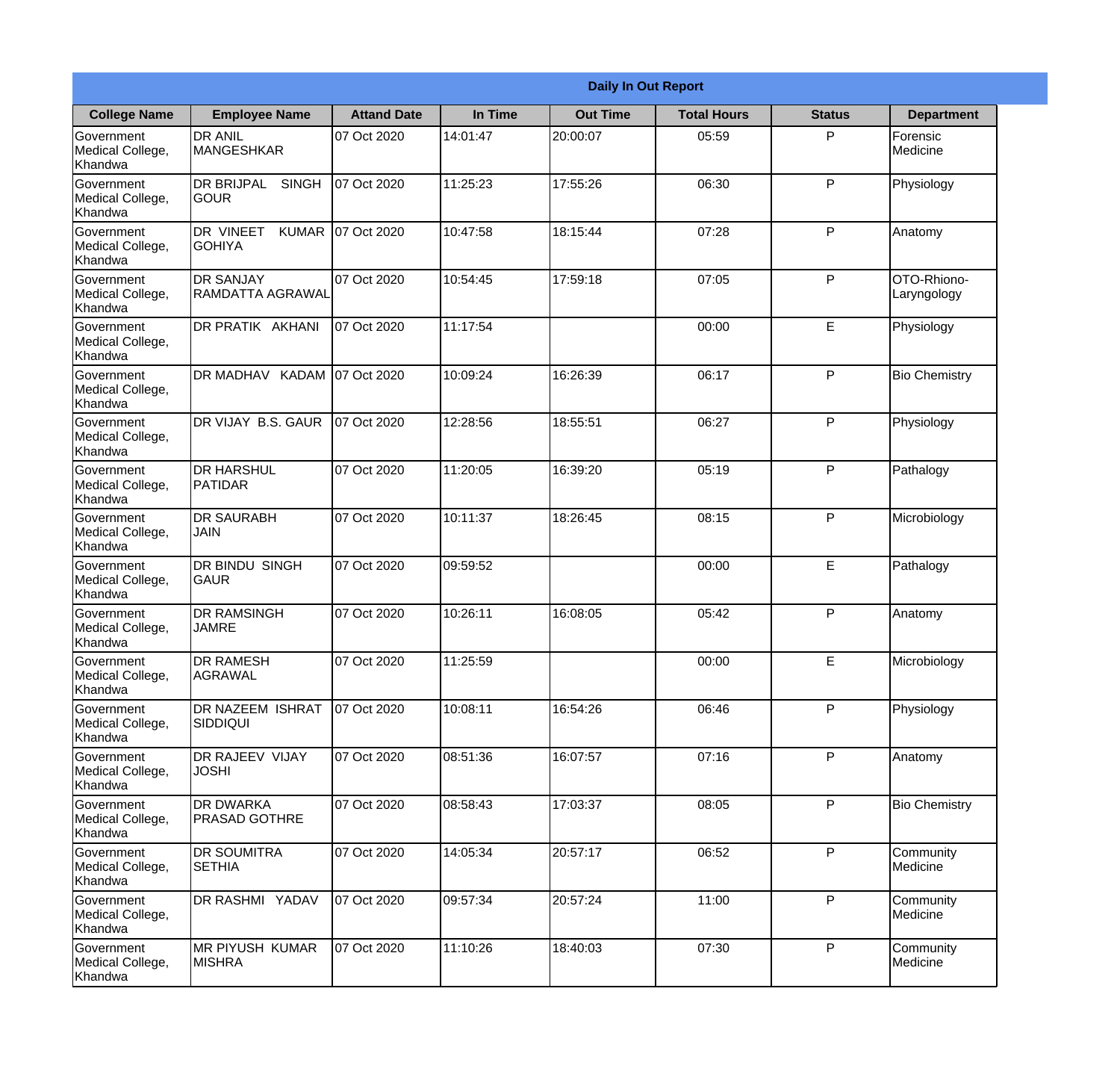## Daily In Out Report

| College Name | Employee Name | Attand Date | In Time | Out Time | Total Hours | Status | Department |
|---|---|---|---|---|---|---|---|
| Government Medical College, Khandwa | DR ANIL MANGESHKAR | 07 Oct 2020 | 14:01:47 | 20:00:07 | 05:59 | P | Forensic Medicine |
| Government Medical College, Khandwa | DR BRIJPAL SINGH GOUR | 07 Oct 2020 | 11:25:23 | 17:55:26 | 06:30 | P | Physiology |
| Government Medical College, Khandwa | DR VINEET KUMAR GOHIYA | 07 Oct 2020 | 10:47:58 | 18:15:44 | 07:28 | P | Anatomy |
| Government Medical College, Khandwa | DR SANJAY RAMDATTA AGRAWAL | 07 Oct 2020 | 10:54:45 | 17:59:18 | 07:05 | P | OTO-Rhiono-Laryngology |
| Government Medical College, Khandwa | DR PRATIK AKHANI | 07 Oct 2020 | 11:17:54 | | 00:00 | E | Physiology |
| Government Medical College, Khandwa | DR MADHAV KADAM | 07 Oct 2020 | 10:09:24 | 16:26:39 | 06:17 | P | Bio Chemistry |
| Government Medical College, Khandwa | DR VIJAY B.S. GAUR | 07 Oct 2020 | 12:28:56 | 18:55:51 | 06:27 | P | Physiology |
| Government Medical College, Khandwa | DR HARSHUL PATIDAR | 07 Oct 2020 | 11:20:05 | 16:39:20 | 05:19 | P | Pathalogy |
| Government Medical College, Khandwa | DR SAURABH JAIN | 07 Oct 2020 | 10:11:37 | 18:26:45 | 08:15 | P | Microbiology |
| Government Medical College, Khandwa | DR BINDU SINGH GAUR | 07 Oct 2020 | 09:59:52 | | 00:00 | E | Pathalogy |
| Government Medical College, Khandwa | DR RAMSINGH JAMRE | 07 Oct 2020 | 10:26:11 | 16:08:05 | 05:42 | P | Anatomy |
| Government Medical College, Khandwa | DR RAMESH AGRAWAL | 07 Oct 2020 | 11:25:59 | | 00:00 | E | Microbiology |
| Government Medical College, Khandwa | DR NAZEEM ISHRAT SIDDIQUI | 07 Oct 2020 | 10:08:11 | 16:54:26 | 06:46 | P | Physiology |
| Government Medical College, Khandwa | DR RAJEEV VIJAY JOSHI | 07 Oct 2020 | 08:51:36 | 16:07:57 | 07:16 | P | Anatomy |
| Government Medical College, Khandwa | DR DWARKA PRASAD GOTHRE | 07 Oct 2020 | 08:58:43 | 17:03:37 | 08:05 | P | Bio Chemistry |
| Government Medical College, Khandwa | DR SOUMITRA SETHIA | 07 Oct 2020 | 14:05:34 | 20:57:17 | 06:52 | P | Community Medicine |
| Government Medical College, Khandwa | DR RASHMI YADAV | 07 Oct 2020 | 09:57:34 | 20:57:24 | 11:00 | P | Community Medicine |
| Government Medical College, Khandwa | MR PIYUSH KUMAR MISHRA | 07 Oct 2020 | 11:10:26 | 18:40:03 | 07:30 | P | Community Medicine |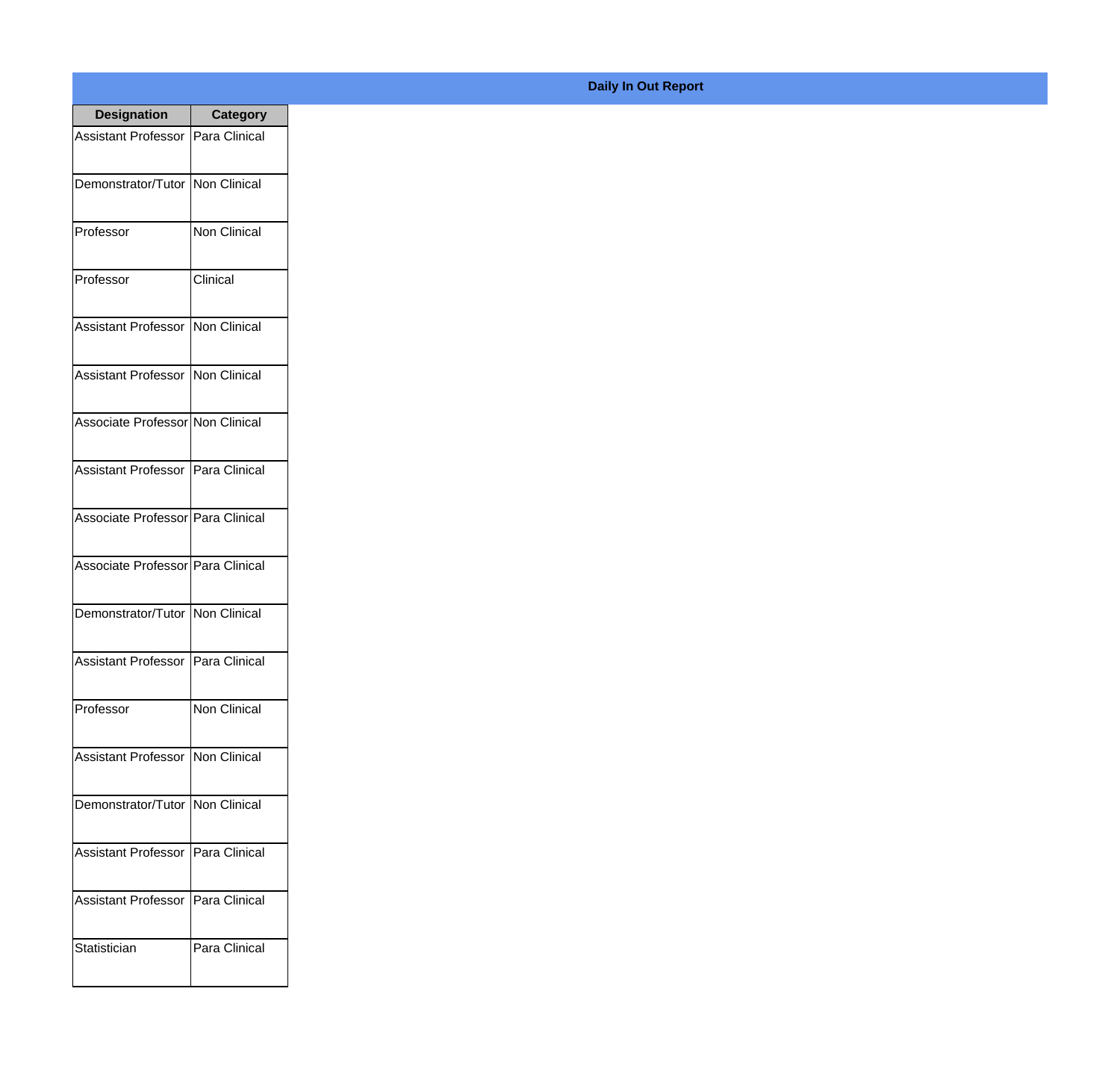**Daily In Out Report**

| Designation | Category |
| --- | --- |
| Assistant Professor | Para Clinical |
| Demonstrator/Tutor | Non Clinical |
| Professor | Non Clinical |
| Professor | Clinical |
| Assistant Professor | Non Clinical |
| Assistant Professor | Non Clinical |
| Associate Professor | Non Clinical |
| Assistant Professor | Para Clinical |
| Associate Professor | Para Clinical |
| Associate Professor | Para Clinical |
| Demonstrator/Tutor | Non Clinical |
| Assistant Professor | Para Clinical |
| Professor | Non Clinical |
| Assistant Professor | Non Clinical |
| Demonstrator/Tutor | Non Clinical |
| Assistant Professor | Para Clinical |
| Assistant Professor | Para Clinical |
| Statistician | Para Clinical |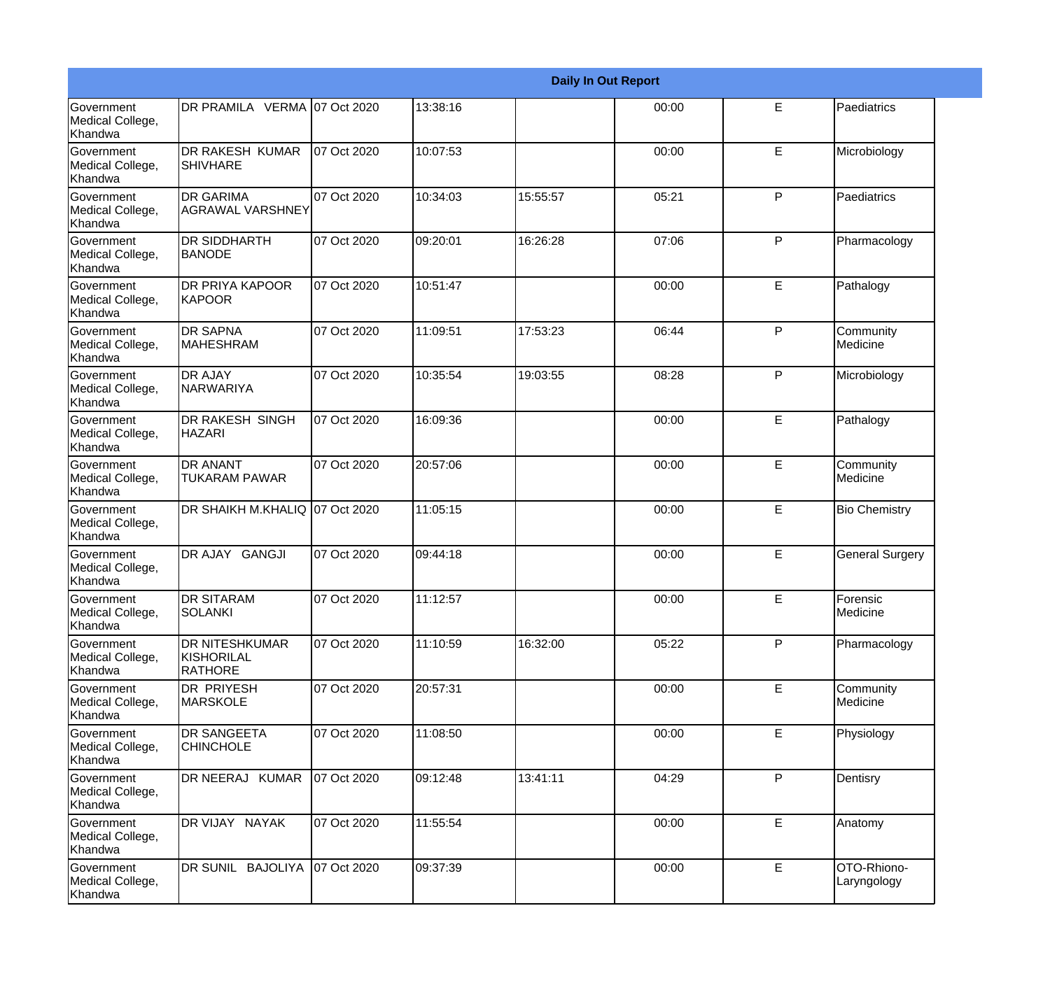| Daily In Out Report | | | | | | | |
|---|---|---|---|---|---|---|---|
| Government Medical College, Khandwa | DR PRAMILA VERMA | 07 Oct 2020 | 13:38:16 | | 00:00 | E | Paediatrics |
| Government Medical College, Khandwa | DR RAKESH KUMAR SHIVHARE | 07 Oct 2020 | 10:07:53 | | 00:00 | E | Microbiology |
| Government Medical College, Khandwa | DR GARIMA AGRAWAL VARSHNEY | 07 Oct 2020 | 10:34:03 | 15:55:57 | 05:21 | P | Paediatrics |
| Government Medical College, Khandwa | DR SIDDHARTH BANODE | 07 Oct 2020 | 09:20:01 | 16:26:28 | 07:06 | P | Pharmacology |
| Government Medical College, Khandwa | DR PRIYA KAPOOR KAPOOR | 07 Oct 2020 | 10:51:47 | | 00:00 | E | Pathalogy |
| Government Medical College, Khandwa | DR SAPNA MAHESHRAM | 07 Oct 2020 | 11:09:51 | 17:53:23 | 06:44 | P | Community Medicine |
| Government Medical College, Khandwa | DR AJAY NARWARIYA | 07 Oct 2020 | 10:35:54 | 19:03:55 | 08:28 | P | Microbiology |
| Government Medical College, Khandwa | DR RAKESH SINGH HAZARI | 07 Oct 2020 | 16:09:36 | | 00:00 | E | Pathalogy |
| Government Medical College, Khandwa | DR ANANT TUKARAM PAWAR | 07 Oct 2020 | 20:57:06 | | 00:00 | E | Community Medicine |
| Government Medical College, Khandwa | DR SHAIKH M.KHALIQ | 07 Oct 2020 | 11:05:15 | | 00:00 | E | Bio Chemistry |
| Government Medical College, Khandwa | DR AJAY GANGJI | 07 Oct 2020 | 09:44:18 | | 00:00 | E | General Surgery |
| Government Medical College, Khandwa | DR SITARAM SOLANKI | 07 Oct 2020 | 11:12:57 | | 00:00 | E | Forensic Medicine |
| Government Medical College, Khandwa | DR NITESHKUMAR KISHORILAL RATHORE | 07 Oct 2020 | 11:10:59 | 16:32:00 | 05:22 | P | Pharmacology |
| Government Medical College, Khandwa | DR PRIYESH MARSKOLE | 07 Oct 2020 | 20:57:31 | | 00:00 | E | Community Medicine |
| Government Medical College, Khandwa | DR SANGEETA CHINCHOLE | 07 Oct 2020 | 11:08:50 | | 00:00 | E | Physiology |
| Government Medical College, Khandwa | DR NEERAJ KUMAR | 07 Oct 2020 | 09:12:48 | 13:41:11 | 04:29 | P | Dentisry |
| Government Medical College, Khandwa | DR VIJAY NAYAK | 07 Oct 2020 | 11:55:54 | | 00:00 | E | Anatomy |
| Government Medical College, Khandwa | DR SUNIL BAJOLIYA | 07 Oct 2020 | 09:37:39 | | 00:00 | E | OTO-Rhiono-Laryngology |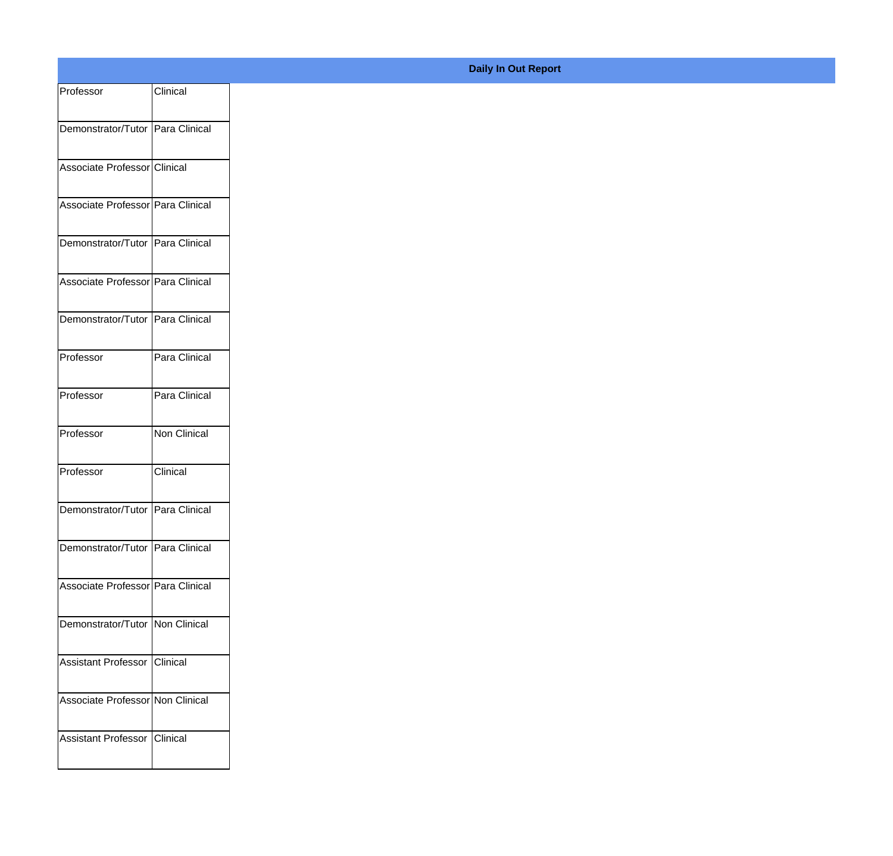**Daily In Out Report**

| | |
|---|---|
| Professor | Clinical |
| Demonstrator/Tutor | Para Clinical |
| Associate Professor | Clinical |
| Associate Professor | Para Clinical |
| Demonstrator/Tutor | Para Clinical |
| Associate Professor | Para Clinical |
| Demonstrator/Tutor | Para Clinical |
| Professor | Para Clinical |
| Professor | Para Clinical |
| Professor | Non Clinical |
| Professor | Clinical |
| Demonstrator/Tutor | Para Clinical |
| Demonstrator/Tutor | Para Clinical |
| Associate Professor | Para Clinical |
| Demonstrator/Tutor | Non Clinical |
| Assistant Professor | Clinical |
| Associate Professor | Non Clinical |
| Assistant Professor | Clinical |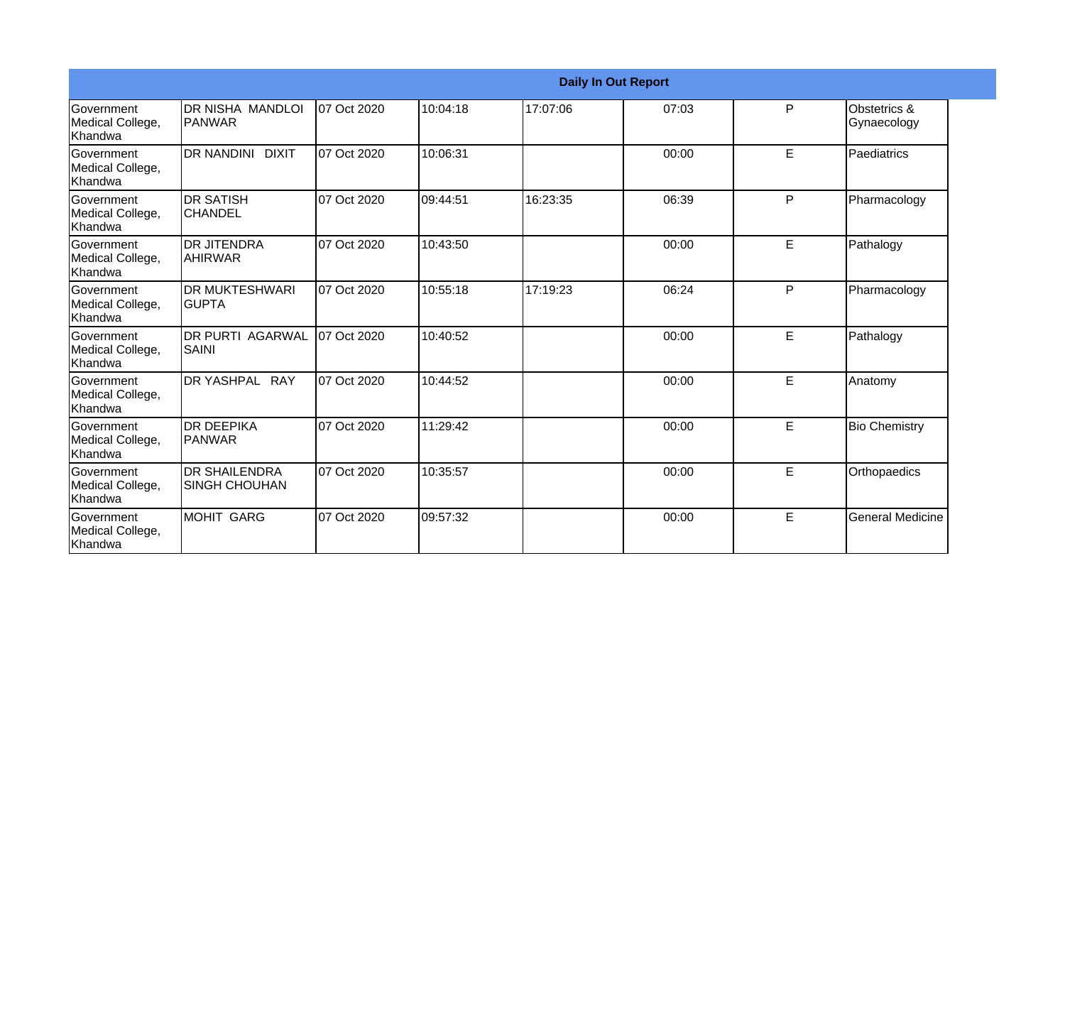| Daily In Out Report | | | | | | | |
|---|---|---|---|---|---|---|---|
| Government Medical College, Khandwa | DR NISHA MANDLOI PANWAR | 07 Oct 2020 | 10:04:18 | 17:07:06 | 07:03 | P | Obstetrics & Gynaecology |
| Government Medical College, Khandwa | DR NANDINI DIXIT | 07 Oct 2020 | 10:06:31 | | 00:00 | E | Paediatrics |
| Government Medical College, Khandwa | DR SATISH CHANDEL | 07 Oct 2020 | 09:44:51 | 16:23:35 | 06:39 | P | Pharmacology |
| Government Medical College, Khandwa | DR JITENDRA AHIRWAR | 07 Oct 2020 | 10:43:50 | | 00:00 | E | Pathalogy |
| Government Medical College, Khandwa | DR MUKTESHWARI GUPTA | 07 Oct 2020 | 10:55:18 | 17:19:23 | 06:24 | P | Pharmacology |
| Government Medical College, Khandwa | DR PURTI AGARWAL SAINI | 07 Oct 2020 | 10:40:52 | | 00:00 | E | Pathalogy |
| Government Medical College, Khandwa | DR YASHPAL RAY | 07 Oct 2020 | 10:44:52 | | 00:00 | E | Anatomy |
| Government Medical College, Khandwa | DR DEEPIKA PANWAR | 07 Oct 2020 | 11:29:42 | | 00:00 | E | Bio Chemistry |
| Government Medical College, Khandwa | DR SHAILENDRA SINGH CHOUHAN | 07 Oct 2020 | 10:35:57 | | 00:00 | E | Orthopaedics |
| Government Medical College, Khandwa | MOHIT GARG | 07 Oct 2020 | 09:57:32 | | 00:00 | E | General Medicine |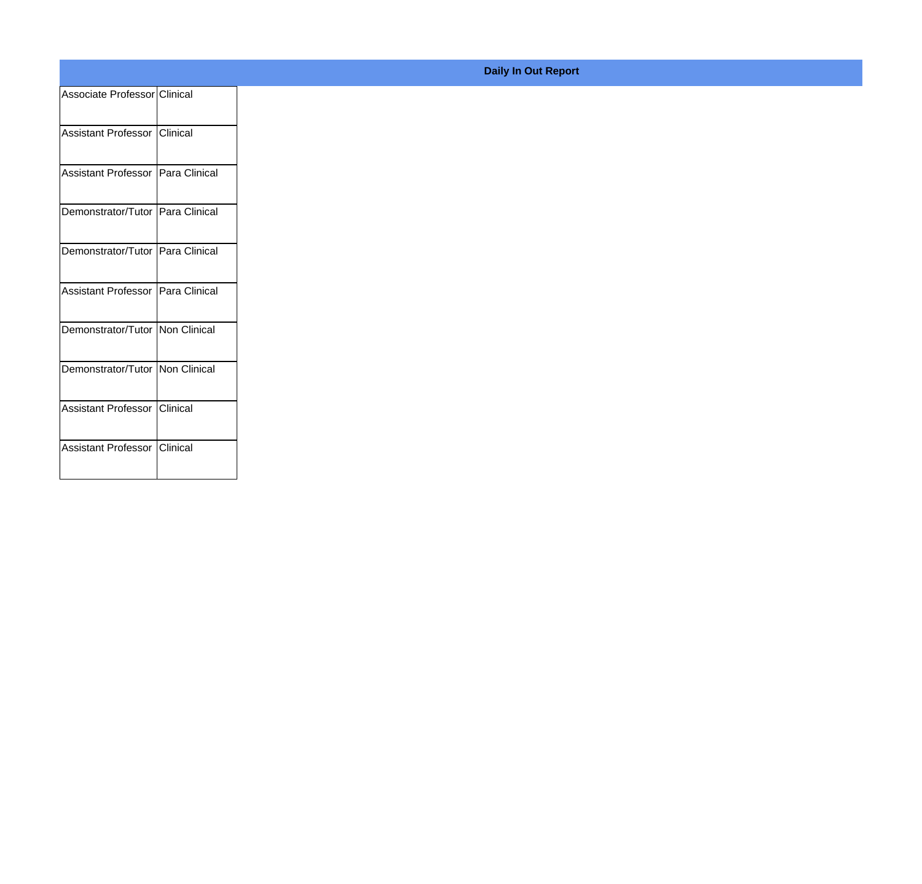**Daily In Out Report**

| | |
|---|---|
| Associate Professor | Clinical |
| Assistant Professor | Clinical |
| Assistant Professor | Para Clinical |
| Demonstrator/Tutor | Para Clinical |
| Demonstrator/Tutor | Para Clinical |
| Assistant Professor | Para Clinical |
| Demonstrator/Tutor | Non Clinical |
| Demonstrator/Tutor | Non Clinical |
| Assistant Professor | Clinical |
| Assistant Professor | Clinical |